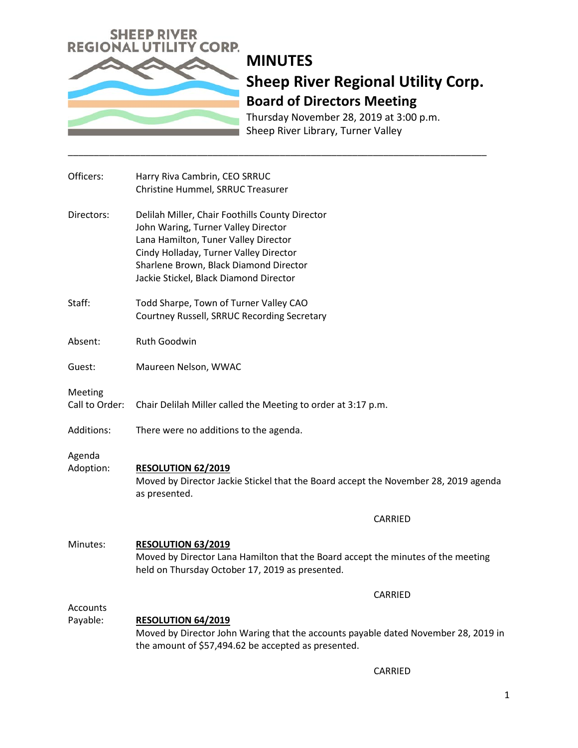# MINUTES

## Sheep River Regional Utility Corp.

### Board of Directors Meeting

Thursday November 28, 2019 at 3:00 p.m.
Sheep River Library, Turner Valley

---

**Officers:**
Harry Riva Cambrin, CEO SRRUC
Christine Hummel, SRRUC Treasurer

**Directors:**
Delilah Miller, Chair Foothills County Director
John Waring, Turner Valley Director
Lana Hamilton, Tuner Valley Director
Cindy Holladay, Turner Valley Director
Sharlene Brown, Black Diamond Director
Jackie Stickel, Black Diamond Director

**Staff:**
Todd Sharpe, Town of Turner Valley CAO
Courtney Russell, SRRUC Recording Secretary

**Absent:**
Ruth Goodwin

**Guest:**
Maureen Nelson, WWAC

**Meeting Call to Order:**
Chair Delilah Miller called the Meeting to order at 3:17 p.m.

**Additions:**
There were no additions to the agenda.

**Agenda Adoption:**

**RESOLUTION 62/2019**
Moved by Director Jackie Stickel that the Board accept the November 28, 2019 agenda as presented.

CARRIED

**Minutes:**

**RESOLUTION 63/2019**
Moved by Director Lana Hamilton that the Board accept the minutes of the meeting held on Thursday October 17, 2019 as presented.

CARRIED

**Accounts Payable:**

**RESOLUTION 64/2019**
Moved by Director John Waring that the accounts payable dated November 28, 2019 in the amount of $57,494.62 be accepted as presented.

CARRIED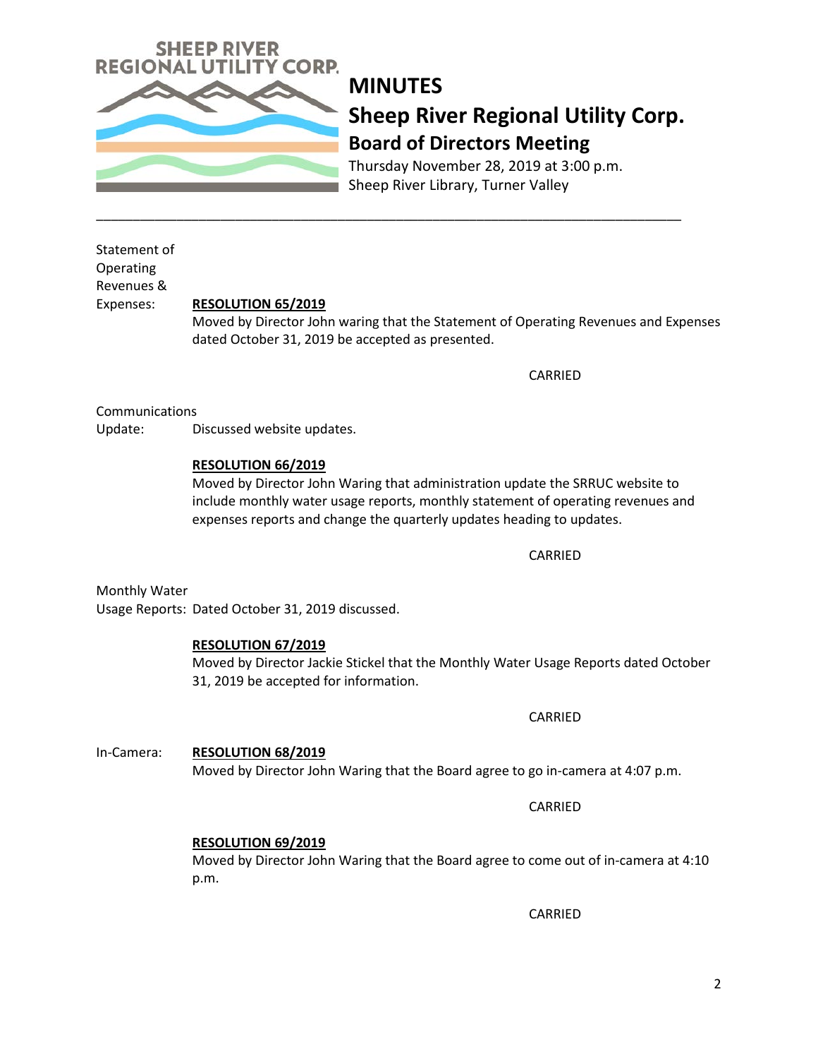# MINUTES

## Sheep River Regional Utility Corp.

### Board of Directors Meeting

Thursday November 28, 2019 at 3:00 p.m.
Sheep River Library, Turner Valley

---

Statement of Operating Revenues & Expenses:

**RESOLUTION 65/2019**

Moved by Director John waring that the Statement of Operating Revenues and Expenses dated October 31, 2019 be accepted as presented.

CARRIED

Communications Update: Discussed website updates.

**RESOLUTION 66/2019**

Moved by Director John Waring that administration update the SRRUC website to include monthly water usage reports, monthly statement of operating revenues and expenses reports and change the quarterly updates heading to updates.

CARRIED

Monthly Water Usage Reports: Dated October 31, 2019 discussed.

**RESOLUTION 67/2019**

Moved by Director Jackie Stickel that the Monthly Water Usage Reports dated October 31, 2019 be accepted for information.

CARRIED

In-Camera:

**RESOLUTION 68/2019**

Moved by Director John Waring that the Board agree to go in-camera at 4:07 p.m.

CARRIED

**RESOLUTION 69/2019**

Moved by Director John Waring that the Board agree to come out of in-camera at 4:10 p.m.

CARRIED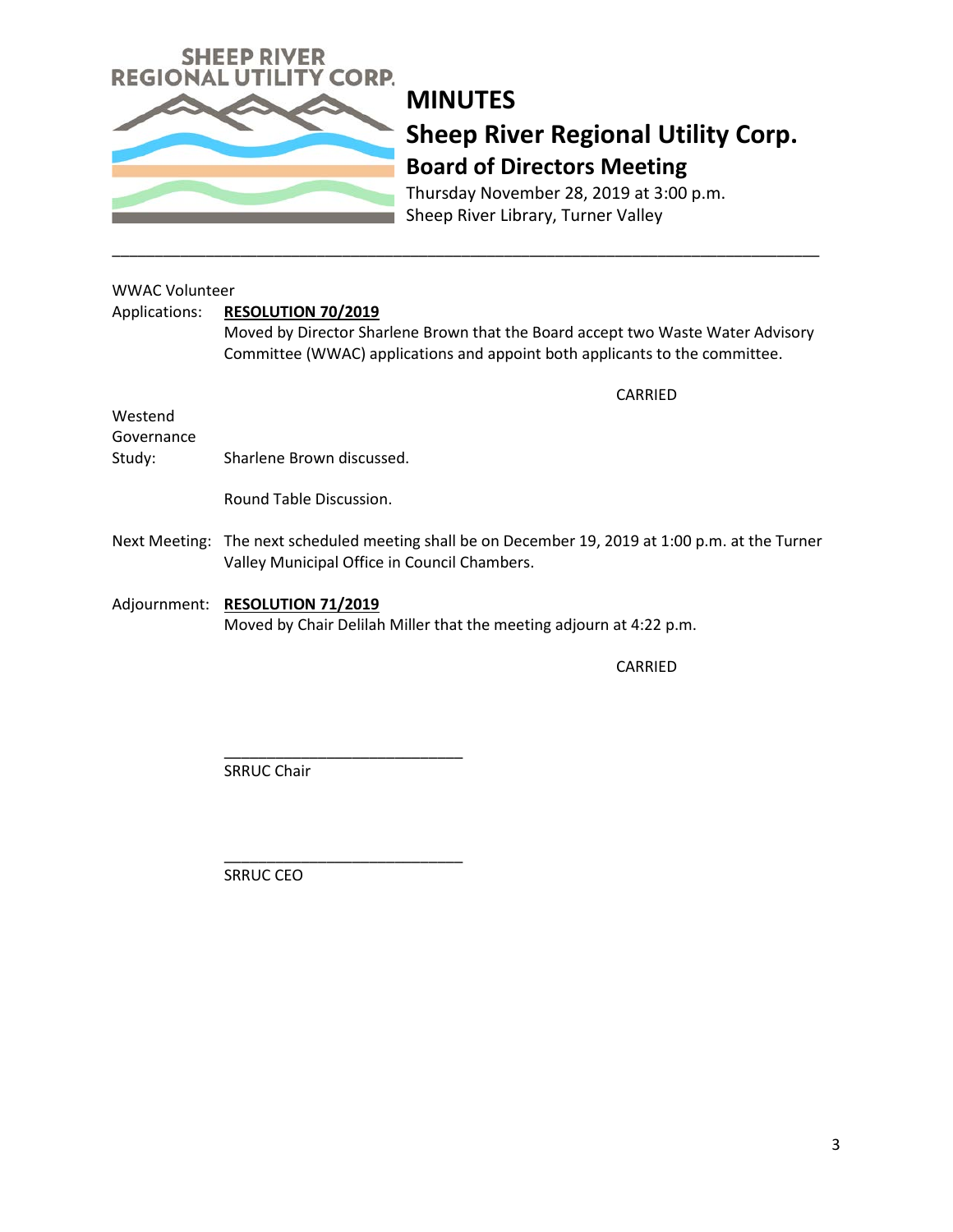SHEEP RIVER REGIONAL UTILITY CORP.

# MINUTES

## Sheep River Regional Utility Corp.

### Board of Directors Meeting

Thursday November 28, 2019 at 3:00 p.m.
Sheep River Library, Turner Valley

---

WWAC Volunteer Applications: **RESOLUTION 70/2019**
Moved by Director Sharlene Brown that the Board accept two Waste Water Advisory Committee (WWAC) applications and appoint both applicants to the committee.

CARRIED

Westend Governance Study: Sharlene Brown discussed.

Round Table Discussion.

Next Meeting: The next scheduled meeting shall be on December 19, 2019 at 1:00 p.m. at the Turner Valley Municipal Office in Council Chambers.

Adjournment: **RESOLUTION 71/2019**
Moved by Chair Delilah Miller that the meeting adjourn at 4:22 p.m.

CARRIED

\_\_\_\_\_\_\_\_\_\_\_\_\_\_\_\_\_\_\_\_\_\_\_\_\_\_\_\_
SRRUC Chair

\_\_\_\_\_\_\_\_\_\_\_\_\_\_\_\_\_\_\_\_\_\_\_\_\_\_\_\_
SRRUC CEO